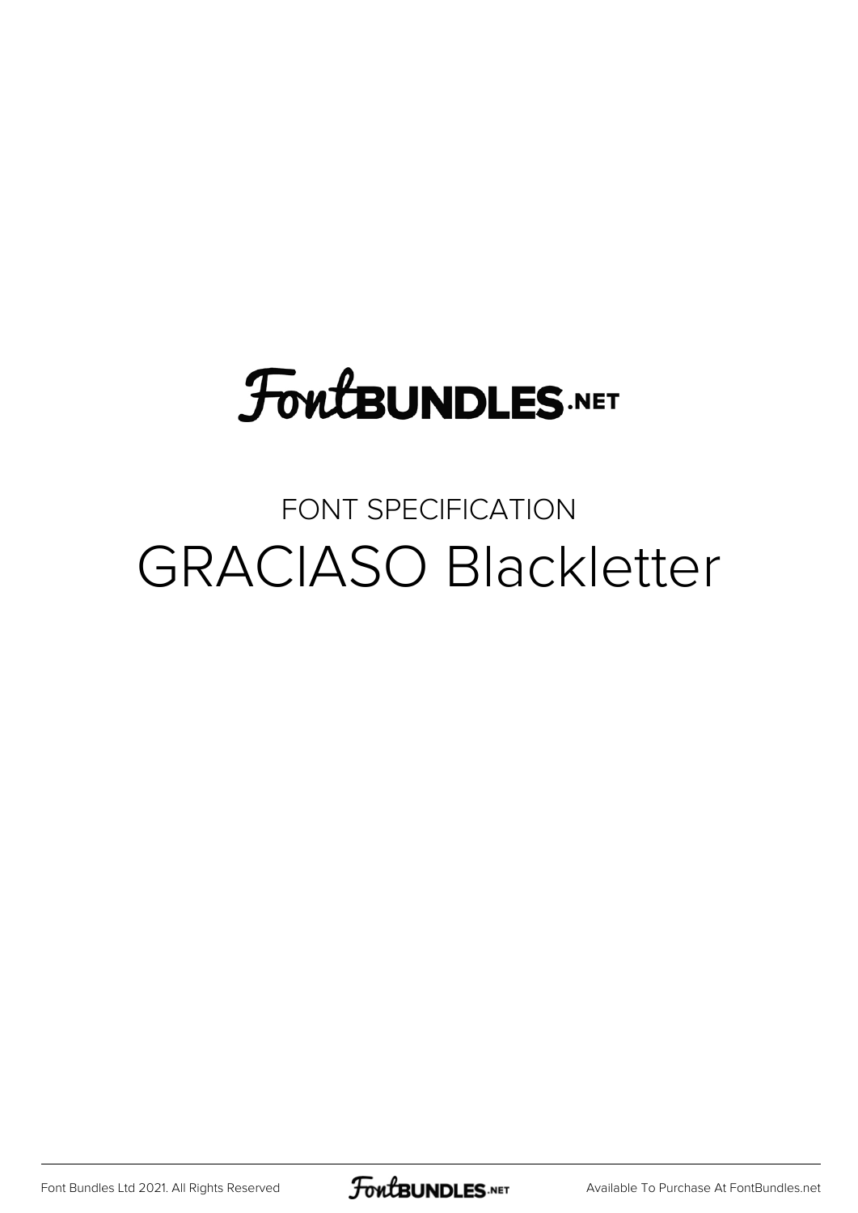FontBUNDLES.NET

FONT SPECIFICATION

# GRACIASO Blackletter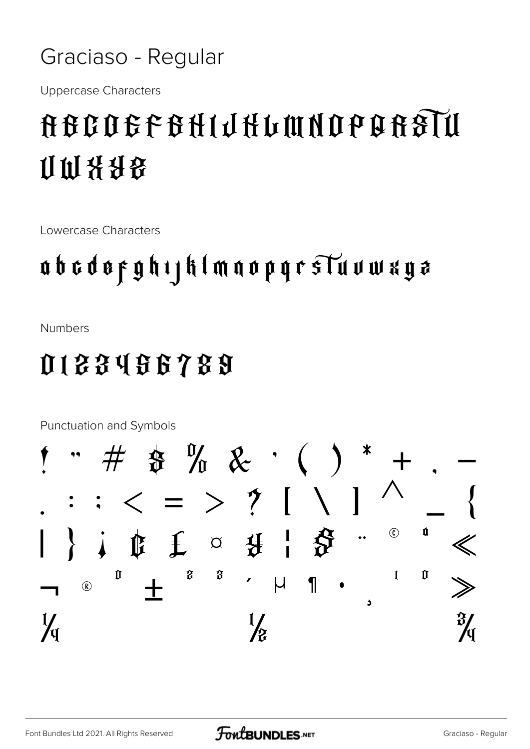# Graciaso - Regular

Uppercase Characters

A B C D E F G H I J K L M N O P Q R S T U V W X Y Z

Lowercase Characters

a b c d e f g h i j k l m n o p q r s t u v w x y z

Numbers

0 1 2 3 4 5 6 7 8 9

Punctuation and Symbols

! " # $ % & ' ( ) * + , -
. : ; < = > ? [ \ ] ^ _ {
| } ¡ ¢ £ ¤ ¥ ¦ § ¨ © ª «
¬ ® ° ± ² ³ ´ µ ¶ · ¸ ¹ º »
¼ ½ ¾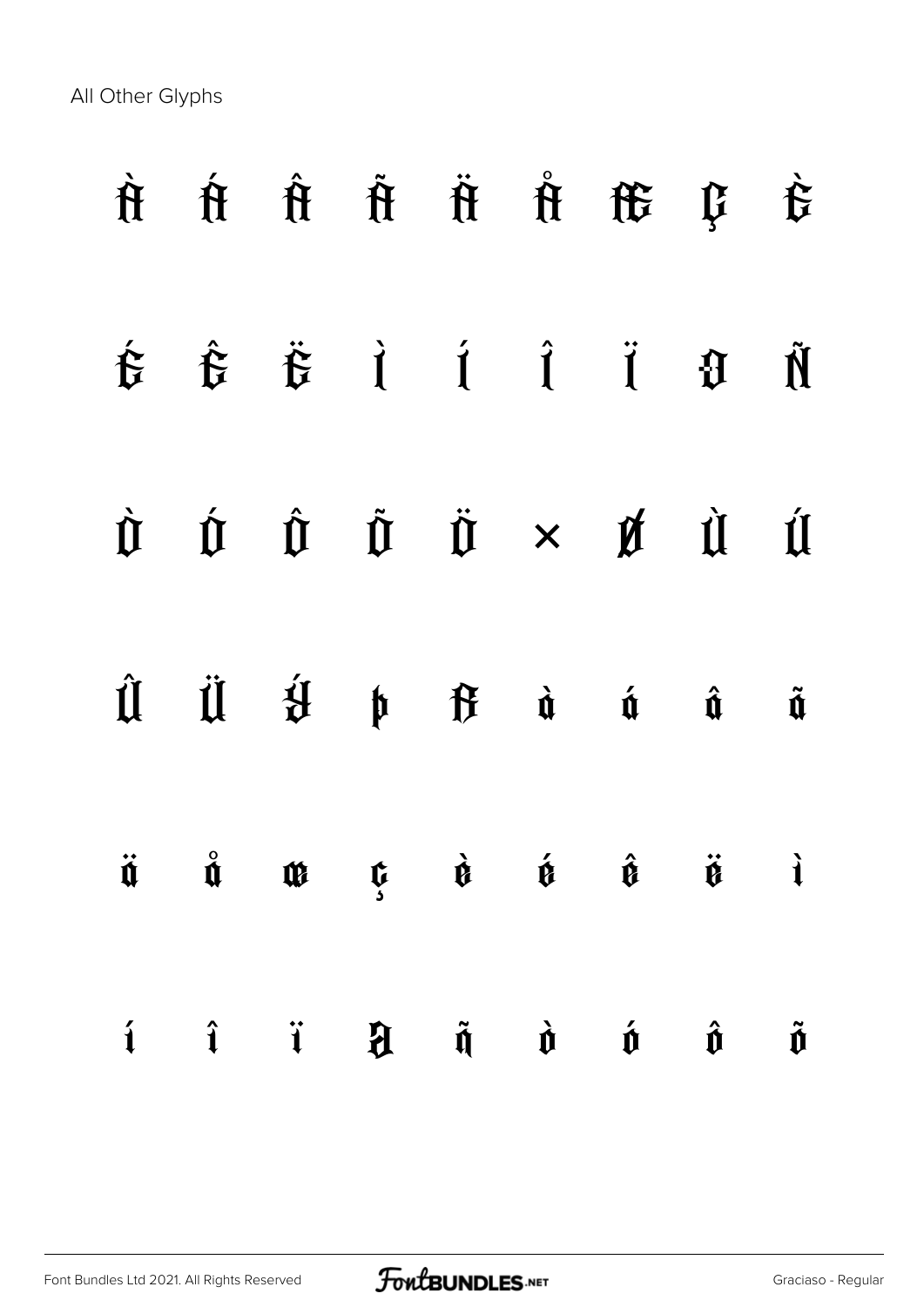All Other Glyphs

À Á Â Ã Ä Å Æ Ç È

É Ê Ë Ì Í Î Ï Ð Ñ

Ò Ó Ô Õ Ö × Ø Ù Ú

Û Ü Ý Þ ß à á â ã

ä å æ ç è é ê ë ì

í î ï ð ñ ò ó ô õ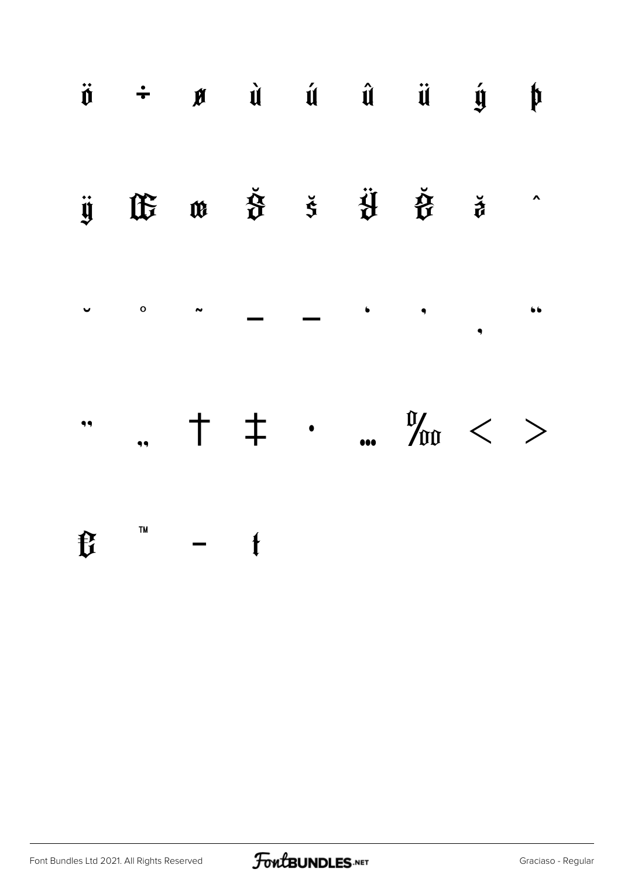ö ÷ ø ù ú û ü ý þ

ÿ Œ œ Š š Ÿ Ž ž ˆ

˘ ˚ ˜ – — ‘ ’ ‚ “

” „ † ‡ • … ‰ ‹ ›

€ ™ − ł